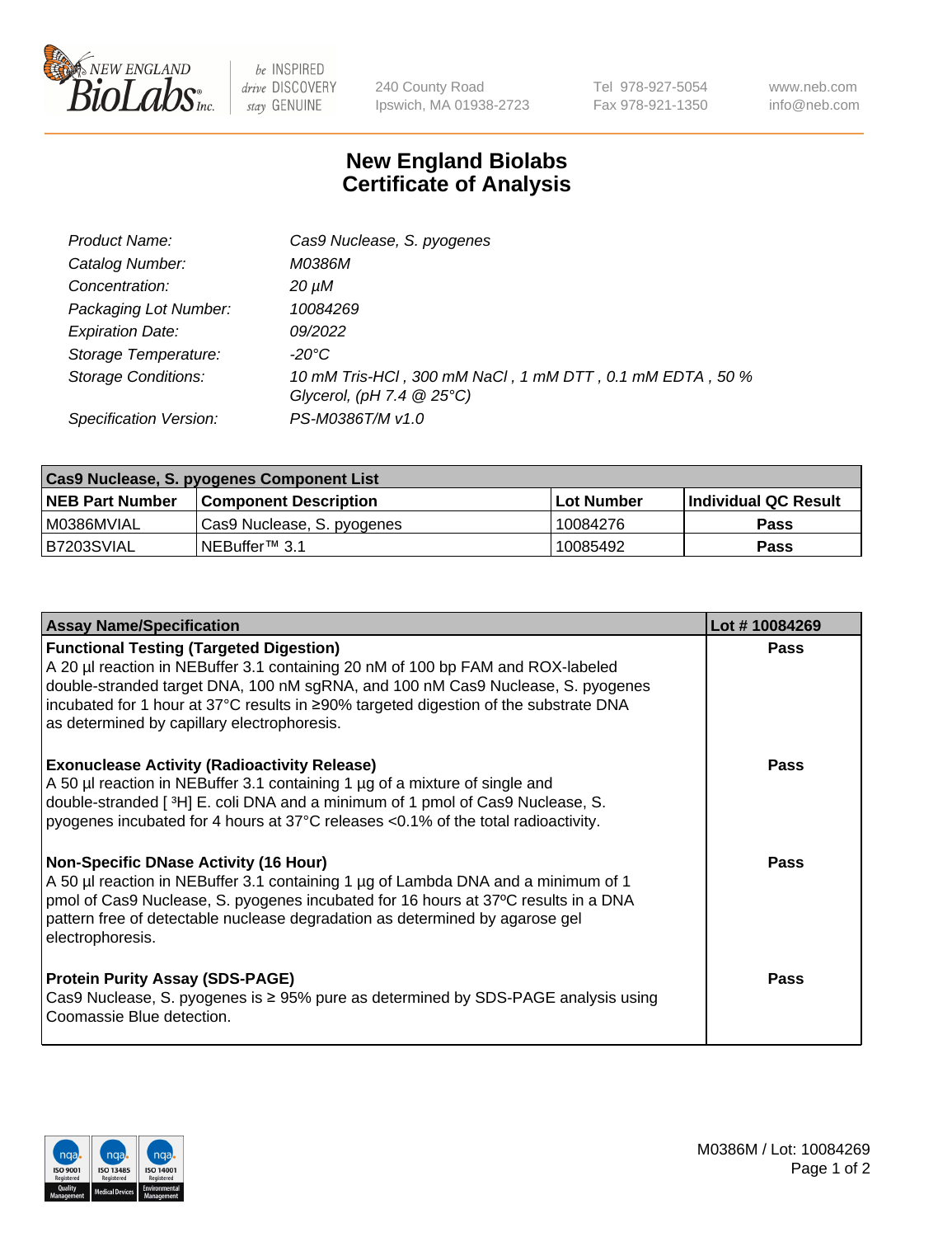New England BioLabs Inc. — be INSPIRED drive DISCOVERY stay GENUINE

240 County Road
Ipswich, MA 01938-2723

Tel 978-927-5054
Fax 978-921-1350

www.neb.com
info@neb.com

# New England Biolabs Certificate of Analysis

| | |
|---|---|
| *Product Name:* | *Cas9 Nuclease, S. pyogenes* |
| *Catalog Number:* | *M0386M* |
| *Concentration:* | *20 µM* |
| *Packaging Lot Number:* | *10084269* |
| *Expiration Date:* | *09/2022* |
| *Storage Temperature:* | *-20°C* |
| *Storage Conditions:* | *10 mM Tris-HCl , 300 mM NaCl , 1 mM DTT , 0.1 mM EDTA , 50 % Glycerol, (pH 7.4 @ 25°C)* |
| *Specification Version:* | *PS-M0386T/M v1.0* |

| Cas9 Nuclease, S. pyogenes Component List | | | |
|---|---|---|---|
| **NEB Part Number** | **Component Description** | **Lot Number** | **Individual QC Result** |
| M0386MVIAL | Cas9 Nuclease, S. pyogenes | 10084276 | **Pass** |
| B7203SVIAL | NEBuffer™ 3.1 | 10085492 | **Pass** |

| Assay Name/Specification | Lot # 10084269 |
|---|---|
| **Functional Testing (Targeted Digestion)** A 20 µl reaction in NEBuffer 3.1 containing 20 nM of 100 bp FAM and ROX-labeled double-stranded target DNA, 100 nM sgRNA, and 100 nM Cas9 Nuclease, S. pyogenes incubated for 1 hour at 37°C results in ≥90% targeted digestion of the substrate DNA as determined by capillary electrophoresis. | **Pass** |
| **Exonuclease Activity (Radioactivity Release)** A 50 µl reaction in NEBuffer 3.1 containing 1 µg of a mixture of single and double-stranded [ $^3$H] E. coli DNA and a minimum of 1 pmol of Cas9 Nuclease, S. pyogenes incubated for 4 hours at 37°C releases <0.1% of the total radioactivity. | **Pass** |
| **Non-Specific DNase Activity (16 Hour)** A 50 µl reaction in NEBuffer 3.1 containing 1 µg of Lambda DNA and a minimum of 1 pmol of Cas9 Nuclease, S. pyogenes incubated for 16 hours at 37ºC results in a DNA pattern free of detectable nuclease degradation as determined by agarose gel electrophoresis. | **Pass** |
| **Protein Purity Assay (SDS-PAGE)** Cas9 Nuclease, S. pyogenes is ≥ 95% pure as determined by SDS-PAGE analysis using Coomassie Blue detection. | **Pass** |

M0386M / Lot: 10084269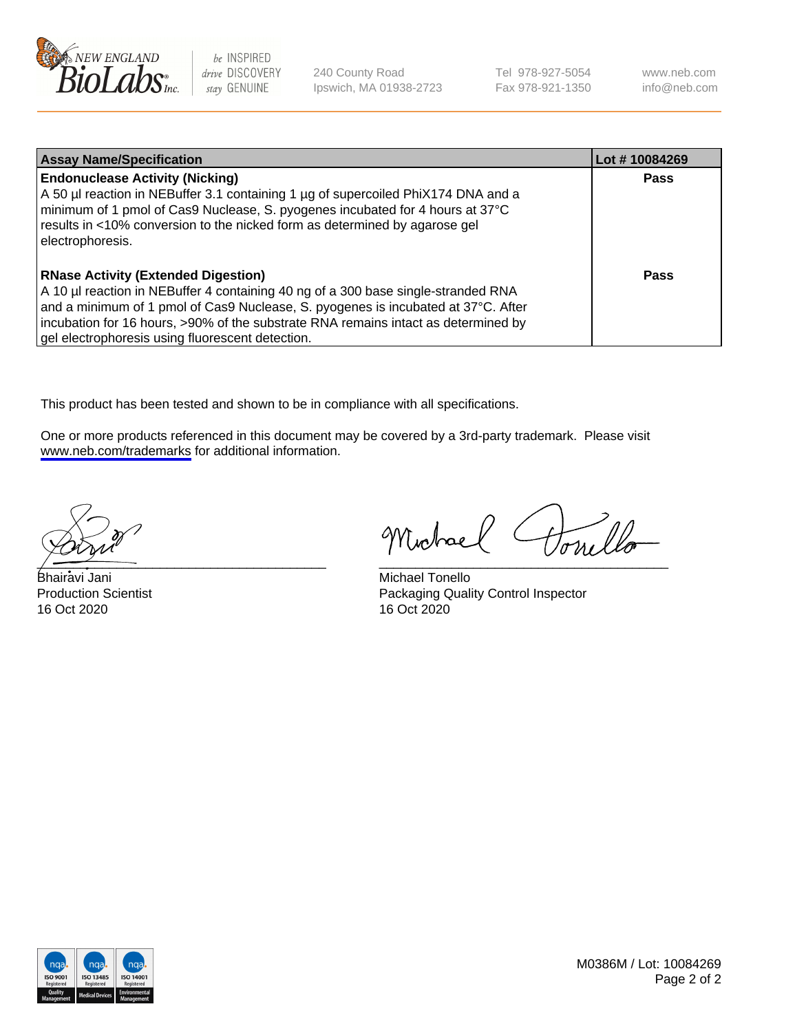| Assay Name/Specification | Lot # 10084269 |
|---|---|
| **Endonuclease Activity (Nicking)**<br>A 50 µl reaction in NEBuffer 3.1 containing 1 µg of supercoiled PhiX174 DNA and a minimum of 1 pmol of Cas9 Nuclease, S. pyogenes incubated for 4 hours at 37°C results in <10% conversion to the nicked form as determined by agarose gel electrophoresis. | **Pass** |
| **RNase Activity (Extended Digestion)**<br>A 10 µl reaction in NEBuffer 4 containing 40 ng of a 300 base single-stranded RNA and a minimum of 1 pmol of Cas9 Nuclease, S. pyogenes is incubated at 37°C. After incubation for 16 hours, >90% of the substrate RNA remains intact as determined by gel electrophoresis using fluorescent detection. | **Pass** |

This product has been tested and shown to be in compliance with all specifications.

One or more products referenced in this document may be covered by a 3rd-party trademark. Please visit www.neb.com/trademarks for additional information.

Bhairavi Jani
Production Scientist
16 Oct 2020

Michael Tonello
Packaging Quality Control Inspector
16 Oct 2020

M0386M / Lot: 10084269